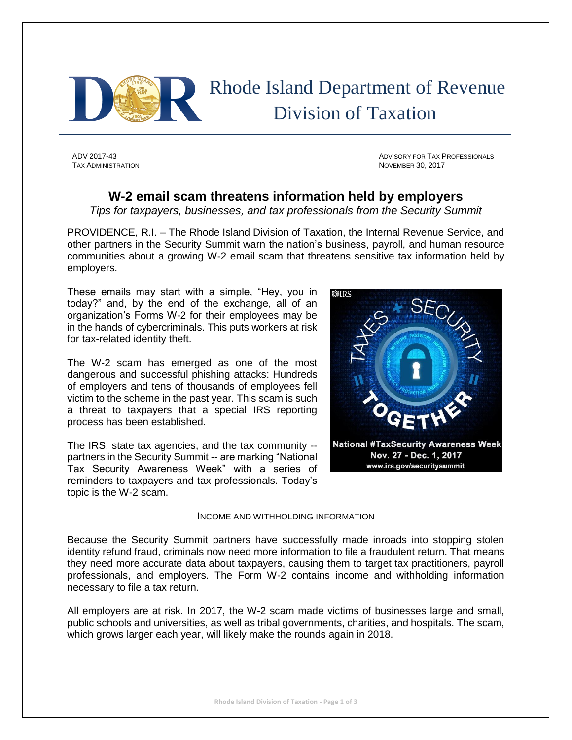# Rhode Island Department of Revenue
# Division of Taxation

ADV 2017-43
TAX ADMINISTRATION

ADVISORY FOR TAX PROFESSIONALS
NOVEMBER 30, 2017

## W-2 email scam threatens information held by employers

*Tips for taxpayers, businesses, and tax professionals from the Security Summit*

PROVIDENCE, R.I. – The Rhode Island Division of Taxation, the Internal Revenue Service, and other partners in the Security Summit warn the nation's business, payroll, and human resource communities about a growing W-2 email scam that threatens sensitive tax information held by employers.

These emails may start with a simple, "Hey, you in today?" and, by the end of the exchange, all of an organization's Forms W-2 for their employees may be in the hands of cybercriminals. This puts workers at risk for tax-related identity theft.

The W-2 scam has emerged as one of the most dangerous and successful phishing attacks: Hundreds of employers and tens of thousands of employees fell victim to the scheme in the past year. This scam is such a threat to taxpayers that a special IRS reporting process has been established.

The IRS, state tax agencies, and the tax community -- partners in the Security Summit -- are marking "National Tax Security Awareness Week" with a series of reminders to taxpayers and tax professionals. Today's topic is the W-2 scam.

National #TaxSecurity Awareness Week
Nov. 27 - Dec. 1, 2017
www.irs.gov/securitysummit

### INCOME AND WITHHOLDING INFORMATION

Because the Security Summit partners have successfully made inroads into stopping stolen identity refund fraud, criminals now need more information to file a fraudulent return. That means they need more accurate data about taxpayers, causing them to target tax practitioners, payroll professionals, and employers. The Form W-2 contains income and withholding information necessary to file a tax return.

All employers are at risk. In 2017, the W-2 scam made victims of businesses large and small, public schools and universities, as well as tribal governments, charities, and hospitals. The scam, which grows larger each year, will likely make the rounds again in 2018.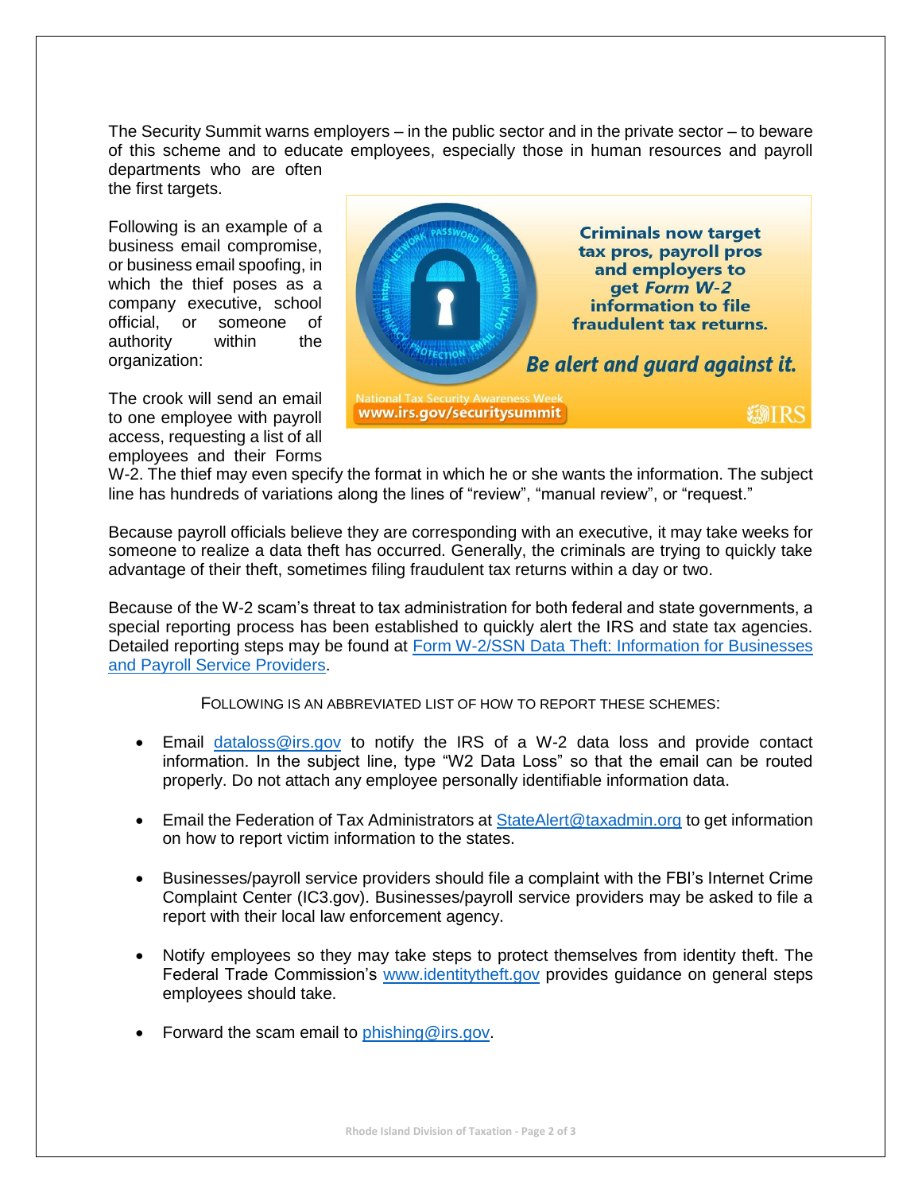The Security Summit warns employers – in the public sector and in the private sector – to beware of this scheme and to educate employees, especially those in human resources and payroll departments who are often the first targets.

Following is an example of a business email compromise, or business email spoofing, in which the thief poses as a company executive, school official, or someone of authority within the organization:

The crook will send an email to one employee with payroll access, requesting a list of all employees and their Forms W-2. The thief may even specify the format in which he or she wants the information. The subject line has hundreds of variations along the lines of "review", "manual review", or "request."

Because payroll officials believe they are corresponding with an executive, it may take weeks for someone to realize a data theft has occurred. Generally, the criminals are trying to quickly take advantage of their theft, sometimes filing fraudulent tax returns within a day or two.

Because of the W-2 scam's threat to tax administration for both federal and state governments, a special reporting process has been established to quickly alert the IRS and state tax agencies. Detailed reporting steps may be found at [Form W-2/SSN Data Theft: Information for Businesses and Payroll Service Providers](#).

FOLLOWING IS AN ABBREVIATED LIST OF HOW TO REPORT THESE SCHEMES:

- Email dataloss@irs.gov to notify the IRS of a W-2 data loss and provide contact information. In the subject line, type "W2 Data Loss" so that the email can be routed properly. Do not attach any employee personally identifiable information data.

- Email the Federation of Tax Administrators at StateAlert@taxadmin.org to get information on how to report victim information to the states.

- Businesses/payroll service providers should file a complaint with the FBI's Internet Crime Complaint Center (IC3.gov). Businesses/payroll service providers may be asked to file a report with their local law enforcement agency.

- Notify employees so they may take steps to protect themselves from identity theft. The Federal Trade Commission's www.identitytheft.gov provides guidance on general steps employees should take.

- Forward the scam email to phishing@irs.gov.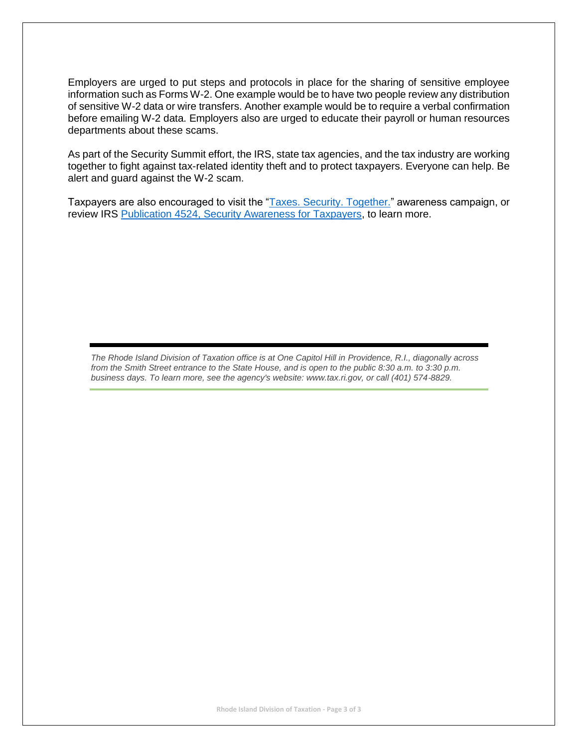Employers are urged to put steps and protocols in place for the sharing of sensitive employee information such as Forms W-2. One example would be to have two people review any distribution of sensitive W-2 data or wire transfers. Another example would be to require a verbal confirmation before emailing W-2 data. Employers also are urged to educate their payroll or human resources departments about these scams.

As part of the Security Summit effort, the IRS, state tax agencies, and the tax industry are working together to fight against tax-related identity theft and to protect taxpayers. Everyone can help. Be alert and guard against the W-2 scam.

Taxpayers are also encouraged to visit the "Taxes. Security. Together." awareness campaign, or review IRS Publication 4524, Security Awareness for Taxpayers, to learn more.

---

*The Rhode Island Division of Taxation office is at One Capitol Hill in Providence, R.I., diagonally across from the Smith Street entrance to the State House, and is open to the public 8:30 a.m. to 3:30 p.m. business days. To learn more, see the agency's website: www.tax.ri.gov, or call (401) 574-8829.*